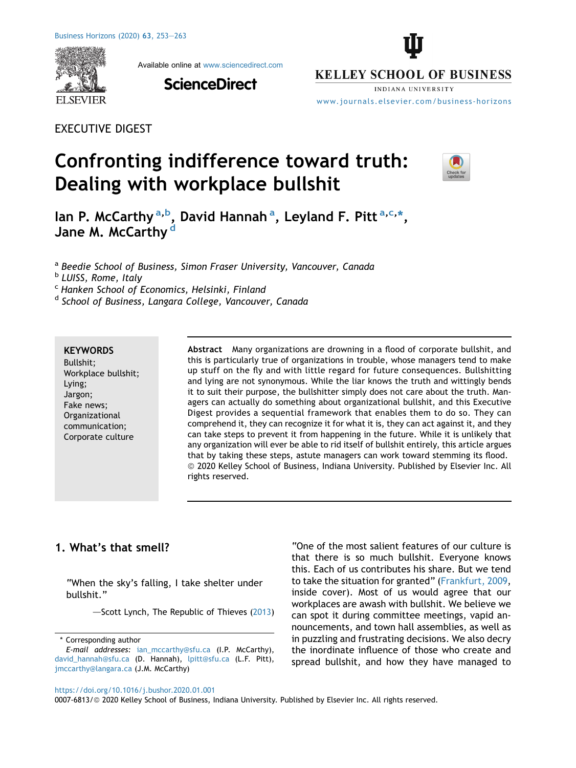EXECUTIVE DIGEST

# Confronting indifference toward truth: Dealing with workplace bullshit

Ian P. McCarthy [a,b], David Hannah [a], Leyland F. Pitt [a,c,*], Jane M. McCarthy [d]

[a] Beedie School of Business, Simon Fraser University, Vancouver, Canada
[b] LUISS, Rome, Italy
[c] Hanken School of Economics, Helsinki, Finland
[d] School of Business, Langara College, Vancouver, Canada

**KEYWORDS**
Bullshit;
Workplace bullshit;
Lying;
Jargon;
Fake news;
Organizational communication;
Corporate culture

**Abstract** Many organizations are drowning in a flood of corporate bullshit, and this is particularly true of organizations in trouble, whose managers tend to make up stuff on the fly and with little regard for future consequences. Bullshitting and lying are not synonymous. While the liar knows the truth and wittingly bends it to suit their purpose, the bullshitter simply does not care about the truth. Managers can actually do something about organizational bullshit, and this Executive Digest provides a sequential framework that enables them to do so. They can comprehend it, they can recognize it for what it is, they can act against it, and they can take steps to prevent it from happening in the future. While it is unlikely that any organization will ever be able to rid itself of bullshit entirely, this article argues that by taking these steps, astute managers can work toward stemming its flood.
© 2020 Kelley School of Business, Indiana University. Published by Elsevier Inc. All rights reserved.

## 1. What's that smell?

> "When the sky's falling, I take shelter under bullshit."
>
> —Scott Lynch, The Republic of Thieves (2013)

"One of the most salient features of our culture is that there is so much bullshit. Everyone knows this. Each of us contributes his share. But we tend to take the situation for granted" (Frankfurt, 2009, inside cover). Most of us would agree that our workplaces are awash with bullshit. We believe we can spot it during committee meetings, vapid announcements, and town hall assemblies, as well as in puzzling and frustrating decisions. We also decry the inordinate influence of those who create and spread bullshit, and how they have managed to

\* Corresponding author
*E-mail addresses:* ian_mccarthy@sfu.ca (I.P. McCarthy), david_hannah@sfu.ca (D. Hannah), lpitt@sfu.ca (L.F. Pitt), jmccarthy@langara.ca (J.M. McCarthy)

https://doi.org/10.1016/j.bushor.2020.01.001
0007-6813/© 2020 Kelley School of Business, Indiana University. Published by Elsevier Inc. All rights reserved.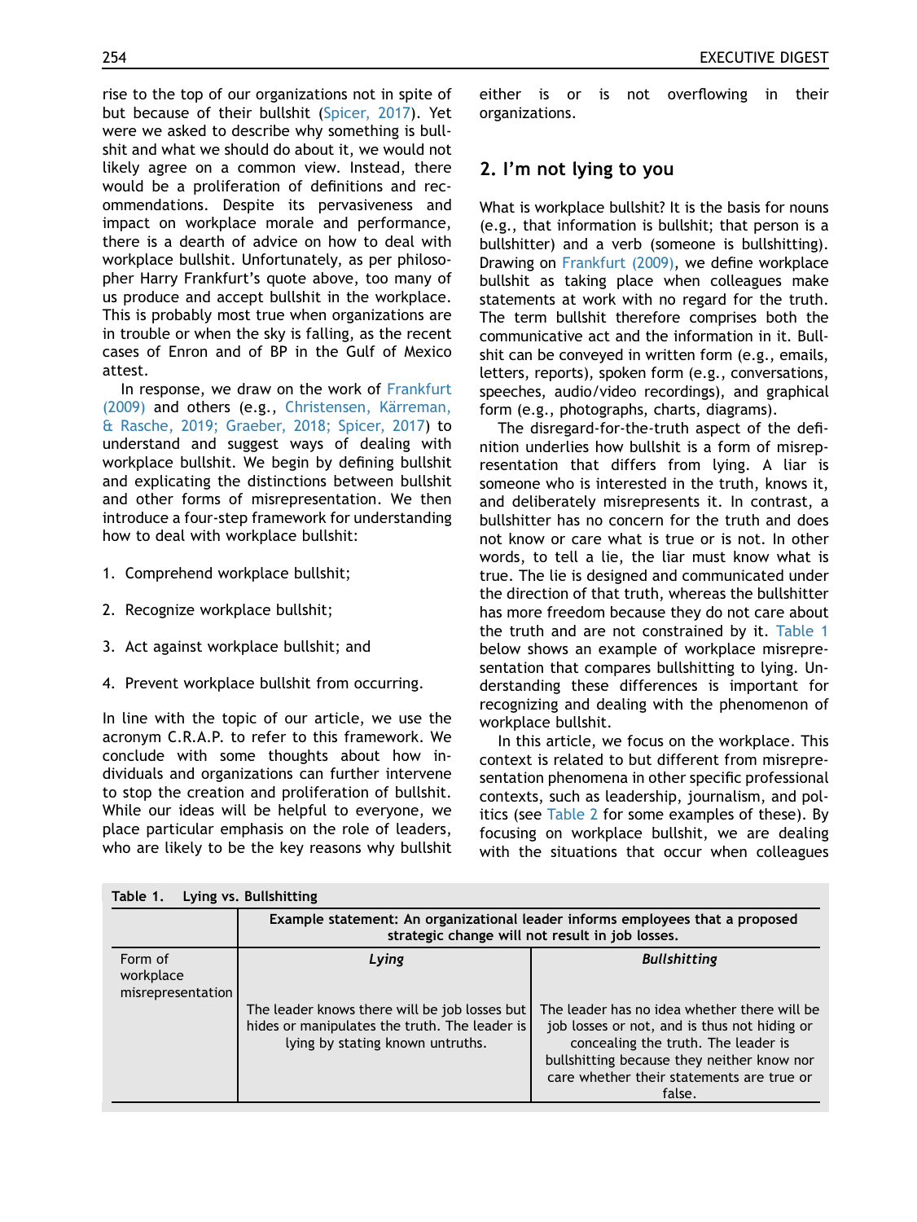rise to the top of our organizations not in spite of but because of their bullshit (Spicer, 2017). Yet were we asked to describe why something is bullshit and what we should do about it, we would not likely agree on a common view. Instead, there would be a proliferation of definitions and recommendations. Despite its pervasiveness and impact on workplace morale and performance, there is a dearth of advice on how to deal with workplace bullshit. Unfortunately, as per philosopher Harry Frankfurt's quote above, too many of us produce and accept bullshit in the workplace. This is probably most true when organizations are in trouble or when the sky is falling, as the recent cases of Enron and of BP in the Gulf of Mexico attest.

In response, we draw on the work of Frankfurt (2009) and others (e.g., Christensen, Kärreman, & Rasche, 2019; Graeber, 2018; Spicer, 2017) to understand and suggest ways of dealing with workplace bullshit. We begin by defining bullshit and explicating the distinctions between bullshit and other forms of misrepresentation. We then introduce a four-step framework for understanding how to deal with workplace bullshit:

1. Comprehend workplace bullshit;
2. Recognize workplace bullshit;
3. Act against workplace bullshit; and
4. Prevent workplace bullshit from occurring.

In line with the topic of our article, we use the acronym C.R.A.P. to refer to this framework. We conclude with some thoughts about how individuals and organizations can further intervene to stop the creation and proliferation of bullshit. While our ideas will be helpful to everyone, we place particular emphasis on the role of leaders, who are likely to be the key reasons why bullshit either is or is not overflowing in their organizations.

## 2. I'm not lying to you

What is workplace bullshit? It is the basis for nouns (e.g., that information is bullshit; that person is a bullshitter) and a verb (someone is bullshitting). Drawing on Frankfurt (2009), we define workplace bullshit as taking place when colleagues make statements at work with no regard for the truth. The term bullshit therefore comprises both the communicative act and the information in it. Bullshit can be conveyed in written form (e.g., emails, letters, reports), spoken form (e.g., conversations, speeches, audio/video recordings), and graphical form (e.g., photographs, charts, diagrams).

The disregard-for-the-truth aspect of the definition underlies how bullshit is a form of misrepresentation that differs from lying. A liar is someone who is interested in the truth, knows it, and deliberately misrepresents it. In contrast, a bullshitter has no concern for the truth and does not know or care what is true or is not. In other words, to tell a lie, the liar must know what is true. The lie is designed and communicated under the direction of that truth, whereas the bullshitter has more freedom because they do not care about the truth and are not constrained by it. Table 1 below shows an example of workplace misrepresentation that compares bullshitting to lying. Understanding these differences is important for recognizing and dealing with the phenomenon of workplace bullshit.

In this article, we focus on the workplace. This context is related to but different from misrepresentation phenomena in other specific professional contexts, such as leadership, journalism, and politics (see Table 2 for some examples of these). By focusing on workplace bullshit, we are dealing with the situations that occur when colleagues

**Table 1. Lying vs. Bullshitting**

| | **Example statement: An organizational leader informs employees that a proposed strategic change will not result in job losses.** | |
|---|---|---|
| Form of workplace misrepresentation | ***Lying*** | ***Bullshitting*** |
| | The leader knows there will be job losses but hides or manipulates the truth. The leader is lying by stating known untruths. | The leader has no idea whether there will be job losses or not, and is thus not hiding or concealing the truth. The leader is bullshitting because they neither know nor care whether their statements are true or false. |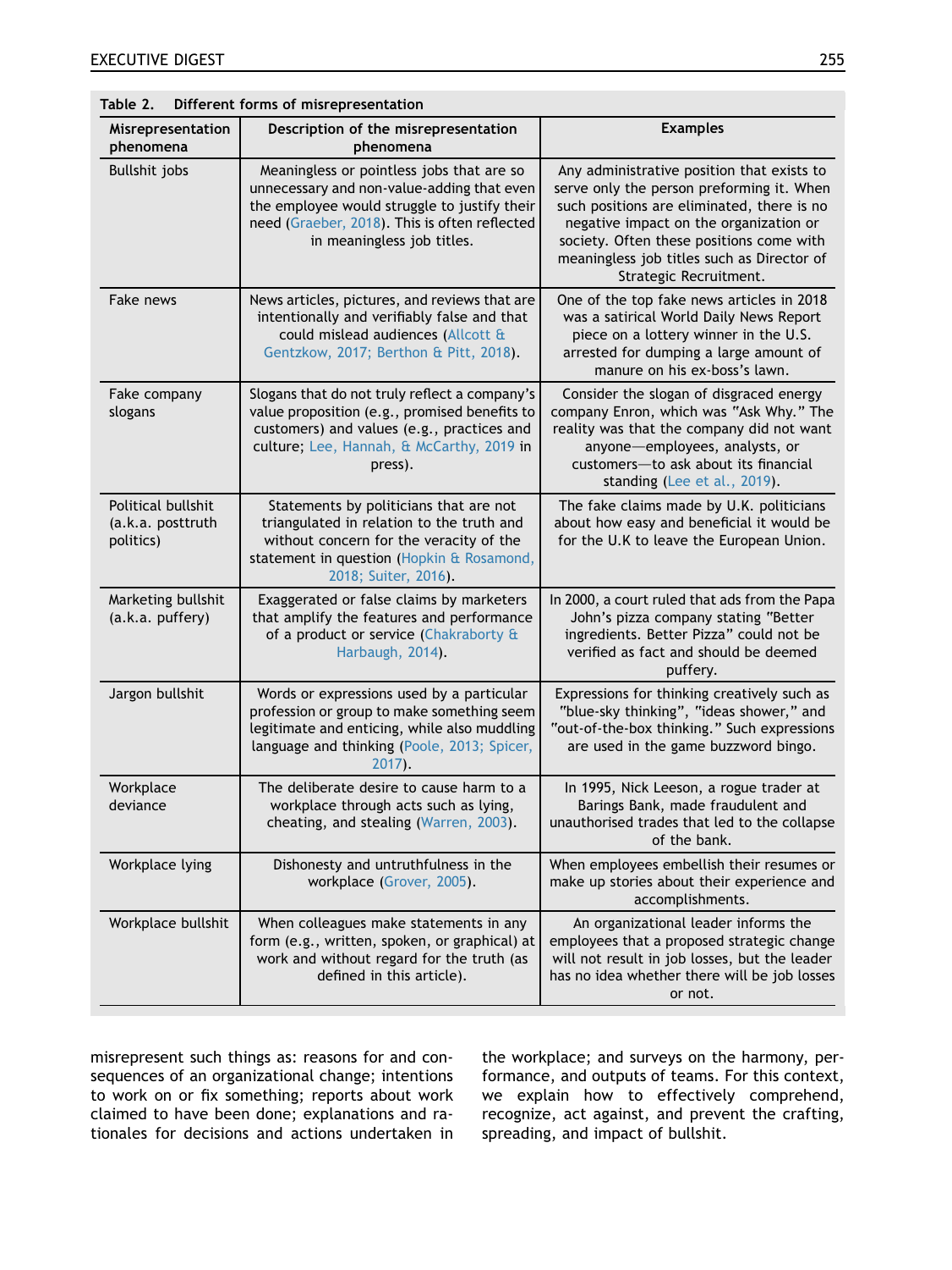**Table 2. Different forms of misrepresentation**

| Misrepresentation phenomena | Description of the misrepresentation phenomena | Examples |
|---|---|---|
| Bullshit jobs | Meaningless or pointless jobs that are so unnecessary and non-value-adding that even the employee would struggle to justify their need (Graeber, 2018). This is often reflected in meaningless job titles. | Any administrative position that exists to serve only the person preforming it. When such positions are eliminated, there is no negative impact on the organization or society. Often these positions come with meaningless job titles such as Director of Strategic Recruitment. |
| Fake news | News articles, pictures, and reviews that are intentionally and verifiably false and that could mislead audiences (Allcott & Gentzkow, 2017; Berthon & Pitt, 2018). | One of the top fake news articles in 2018 was a satirical World Daily News Report piece on a lottery winner in the U.S. arrested for dumping a large amount of manure on his ex-boss's lawn. |
| Fake company slogans | Slogans that do not truly reflect a company's value proposition (e.g., promised benefits to customers) and values (e.g., practices and culture; Lee, Hannah, & McCarthy, 2019 in press). | Consider the slogan of disgraced energy company Enron, which was "Ask Why." The reality was that the company did not want anyone—employees, analysts, or customers—to ask about its financial standing (Lee et al., 2019). |
| Political bullshit (a.k.a. posttruth politics) | Statements by politicians that are not triangulated in relation to the truth and without concern for the veracity of the statement in question (Hopkin & Rosamond, 2018; Suiter, 2016). | The fake claims made by U.K. politicians about how easy and beneficial it would be for the U.K to leave the European Union. |
| Marketing bullshit (a.k.a. puffery) | Exaggerated or false claims by marketers that amplify the features and performance of a product or service (Chakraborty & Harbaugh, 2014). | In 2000, a court ruled that ads from the Papa John's pizza company stating "Better ingredients. Better Pizza" could not be verified as fact and should be deemed puffery. |
| Jargon bullshit | Words or expressions used by a particular profession or group to make something seem legitimate and enticing, while also muddling language and thinking (Poole, 2013; Spicer, 2017). | Expressions for thinking creatively such as "blue-sky thinking", "ideas shower," and "out-of-the-box thinking." Such expressions are used in the game buzzword bingo. |
| Workplace deviance | The deliberate desire to cause harm to a workplace through acts such as lying, cheating, and stealing (Warren, 2003). | In 1995, Nick Leeson, a rogue trader at Barings Bank, made fraudulent and unauthorised trades that led to the collapse of the bank. |
| Workplace lying | Dishonesty and untruthfulness in the workplace (Grover, 2005). | When employees embellish their resumes or make up stories about their experience and accomplishments. |
| Workplace bullshit | When colleagues make statements in any form (e.g., written, spoken, or graphical) at work and without regard for the truth (as defined in this article). | An organizational leader informs the employees that a proposed strategic change will not result in job losses, but the leader has no idea whether there will be job losses or not. |

misrepresent such things as: reasons for and consequences of an organizational change; intentions to work on or fix something; reports about work claimed to have been done; explanations and rationales for decisions and actions undertaken in the workplace; and surveys on the harmony, performance, and outputs of teams. For this context, we explain how to effectively comprehend, recognize, act against, and prevent the crafting, spreading, and impact of bullshit.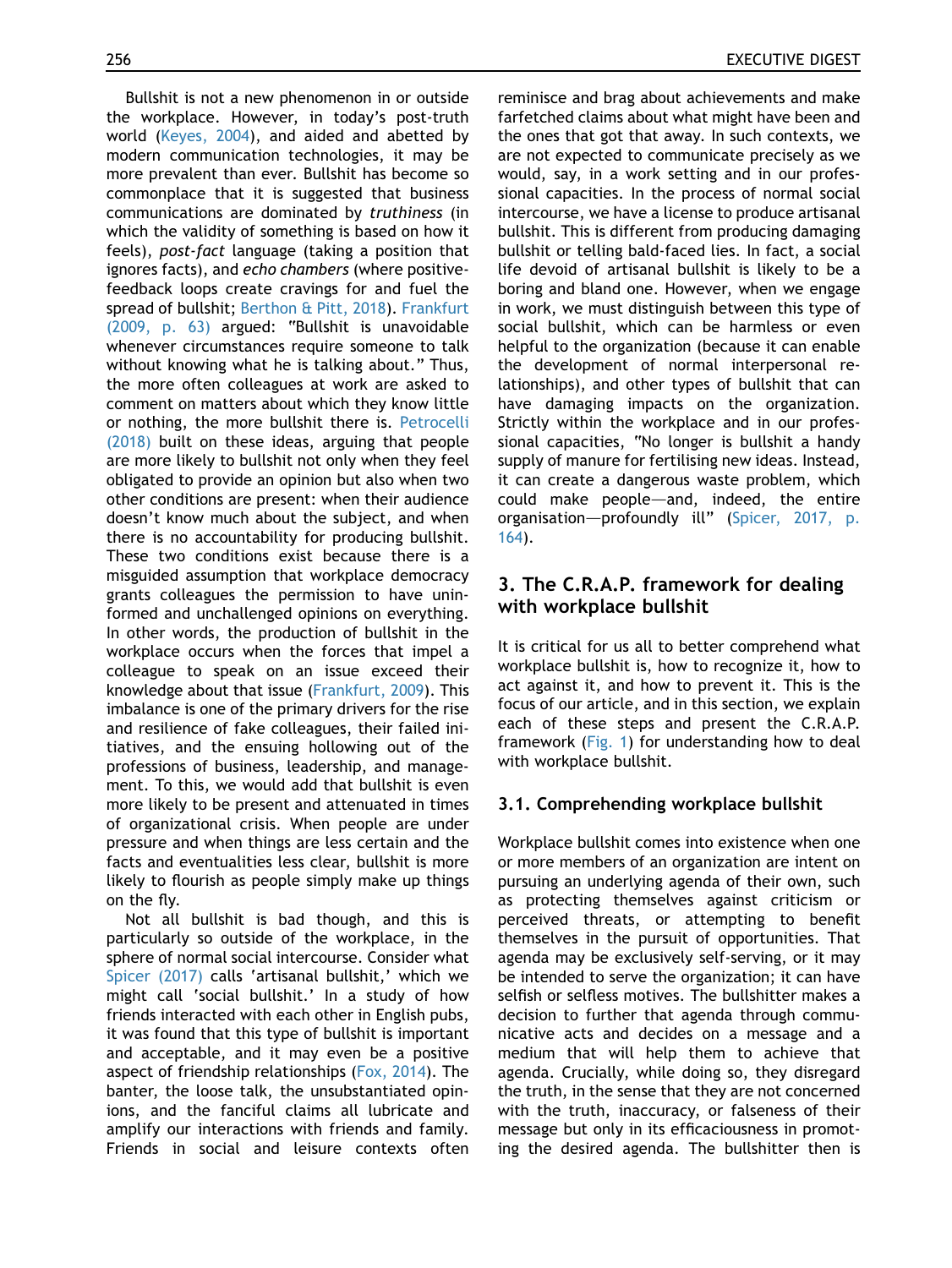Bullshit is not a new phenomenon in or outside the workplace. However, in today's post-truth world (Keyes, 2004), and aided and abetted by modern communication technologies, it may be more prevalent than ever. Bullshit has become so commonplace that it is suggested that business communications are dominated by *truthiness* (in which the validity of something is based on how it feels), *post-fact* language (taking a position that ignores facts), and *echo chambers* (where positive-feedback loops create cravings for and fuel the spread of bullshit; Berthon & Pitt, 2018). Frankfurt (2009, p. 63) argued: "Bullshit is unavoidable whenever circumstances require someone to talk without knowing what he is talking about." Thus, the more often colleagues at work are asked to comment on matters about which they know little or nothing, the more bullshit there is. Petrocelli (2018) built on these ideas, arguing that people are more likely to bullshit not only when they feel obligated to provide an opinion but also when two other conditions are present: when their audience doesn't know much about the subject, and when there is no accountability for producing bullshit. These two conditions exist because there is a misguided assumption that workplace democracy grants colleagues the permission to have uninformed and unchallenged opinions on everything. In other words, the production of bullshit in the workplace occurs when the forces that impel a colleague to speak on an issue exceed their knowledge about that issue (Frankfurt, 2009). This imbalance is one of the primary drivers for the rise and resilience of fake colleagues, their failed initiatives, and the ensuing hollowing out of the professions of business, leadership, and management. To this, we would add that bullshit is even more likely to be present and attenuated in times of organizational crisis. When people are under pressure and when things are less certain and the facts and eventualities less clear, bullshit is more likely to flourish as people simply make up things on the fly.

Not all bullshit is bad though, and this is particularly so outside of the workplace, in the sphere of normal social intercourse. Consider what Spicer (2017) calls 'artisanal bullshit,' which we might call 'social bullshit.' In a study of how friends interacted with each other in English pubs, it was found that this type of bullshit is important and acceptable, and it may even be a positive aspect of friendship relationships (Fox, 2014). The banter, the loose talk, the unsubstantiated opinions, and the fanciful claims all lubricate and amplify our interactions with friends and family. Friends in social and leisure contexts often reminisce and brag about achievements and make farfetched claims about what might have been and the ones that got that away. In such contexts, we are not expected to communicate precisely as we would, say, in a work setting and in our professional capacities. In the process of normal social intercourse, we have a license to produce artisanal bullshit. This is different from producing damaging bullshit or telling bald-faced lies. In fact, a social life devoid of artisanal bullshit is likely to be a boring and bland one. However, when we engage in work, we must distinguish between this type of social bullshit, which can be harmless or even helpful to the organization (because it can enable the development of normal interpersonal relationships), and other types of bullshit that can have damaging impacts on the organization. Strictly within the workplace and in our professional capacities, "No longer is bullshit a handy supply of manure for fertilising new ideas. Instead, it can create a dangerous waste problem, which could make people—and, indeed, the entire organisation—profoundly ill" (Spicer, 2017, p. 164).

## 3. The C.R.A.P. framework for dealing with workplace bullshit

It is critical for us all to better comprehend what workplace bullshit is, how to recognize it, how to act against it, and how to prevent it. This is the focus of our article, and in this section, we explain each of these steps and present the C.R.A.P. framework (Fig. 1) for understanding how to deal with workplace bullshit.

### 3.1. Comprehending workplace bullshit

Workplace bullshit comes into existence when one or more members of an organization are intent on pursuing an underlying agenda of their own, such as protecting themselves against criticism or perceived threats, or attempting to benefit themselves in the pursuit of opportunities. That agenda may be exclusively self-serving, or it may be intended to serve the organization; it can have selfish or selfless motives. The bullshitter makes a decision to further that agenda through communicative acts and decides on a message and a medium that will help them to achieve that agenda. Crucially, while doing so, they disregard the truth, in the sense that they are not concerned with the truth, inaccuracy, or falseness of their message but only in its efficaciousness in promoting the desired agenda. The bullshitter then is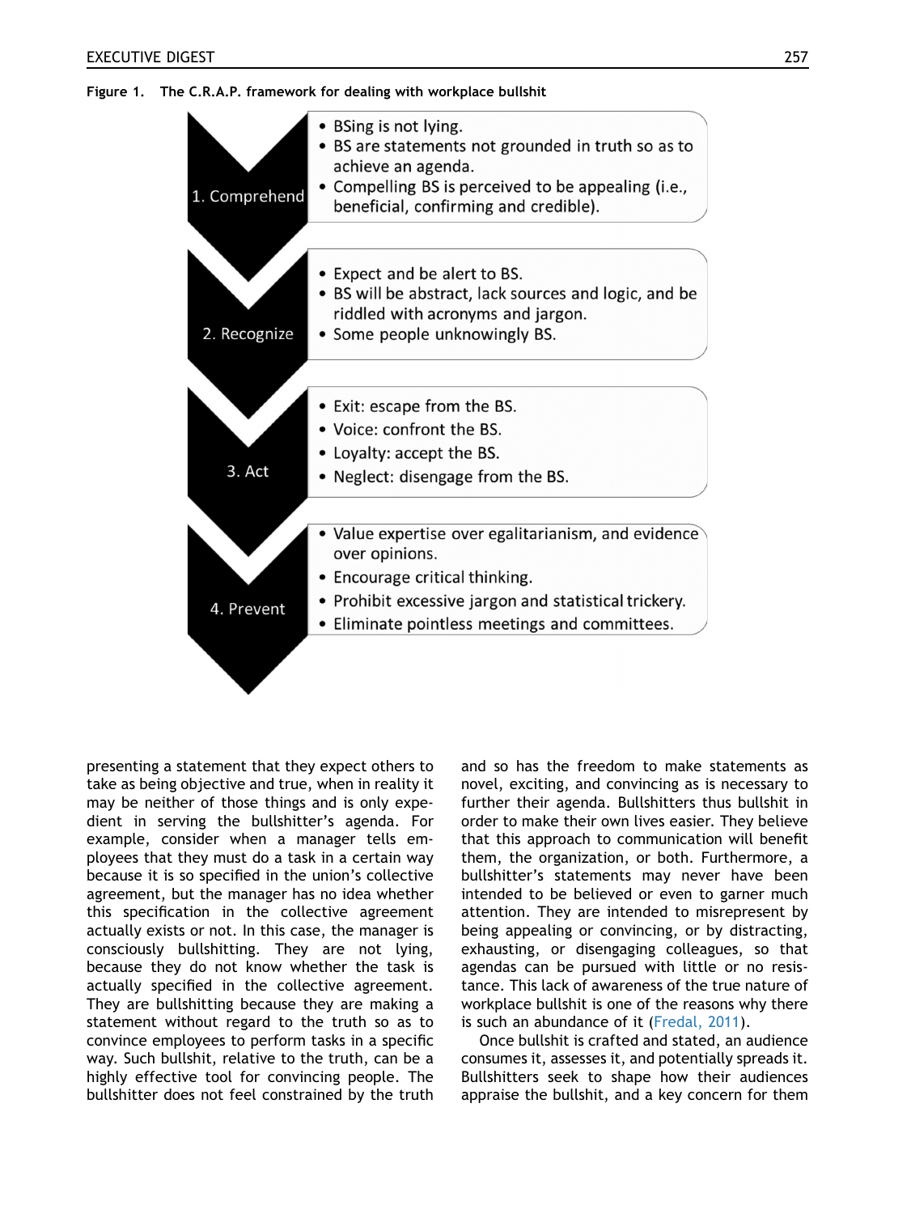**Figure 1. The C.R.A.P. framework for dealing with workplace bullshit**

**1. Comprehend**
- BSing is not lying.
- BS are statements not grounded in truth so as to achieve an agenda.
- Compelling BS is perceived to be appealing (i.e., beneficial, confirming and credible).

**2. Recognize**
- Expect and be alert to BS.
- BS will be abstract, lack sources and logic, and be riddled with acronyms and jargon.
- Some people unknowingly BS.

**3. Act**
- Exit: escape from the BS.
- Voice: confront the BS.
- Loyalty: accept the BS.
- Neglect: disengage from the BS.

**4. Prevent**
- Value expertise over egalitarianism, and evidence over opinions.
- Encourage critical thinking.
- Prohibit excessive jargon and statistical trickery.
- Eliminate pointless meetings and committees.

presenting a statement that they expect others to take as being objective and true, when in reality it may be neither of those things and is only expedient in serving the bullshitter's agenda. For example, consider when a manager tells employees that they must do a task in a certain way because it is so specified in the union's collective agreement, but the manager has no idea whether this specification in the collective agreement actually exists or not. In this case, the manager is consciously bullshitting. They are not lying, because they do not know whether the task is actually specified in the collective agreement. They are bullshitting because they are making a statement without regard to the truth so as to convince employees to perform tasks in a specific way. Such bullshit, relative to the truth, can be a highly effective tool for convincing people. The bullshitter does not feel constrained by the truth and so has the freedom to make statements as novel, exciting, and convincing as is necessary to further their agenda. Bullshitters thus bullshit in order to make their own lives easier. They believe that this approach to communication will benefit them, the organization, or both. Furthermore, a bullshitter's statements may never have been intended to be believed or even to garner much attention. They are intended to misrepresent by being appealing or convincing, or by distracting, exhausting, or disengaging colleagues, so that agendas can be pursued with little or no resistance. This lack of awareness of the true nature of workplace bullshit is one of the reasons why there is such an abundance of it (Fredal, 2011).

Once bullshit is crafted and stated, an audience consumes it, assesses it, and potentially spreads it. Bullshitters seek to shape how their audiences appraise the bullshit, and a key concern for them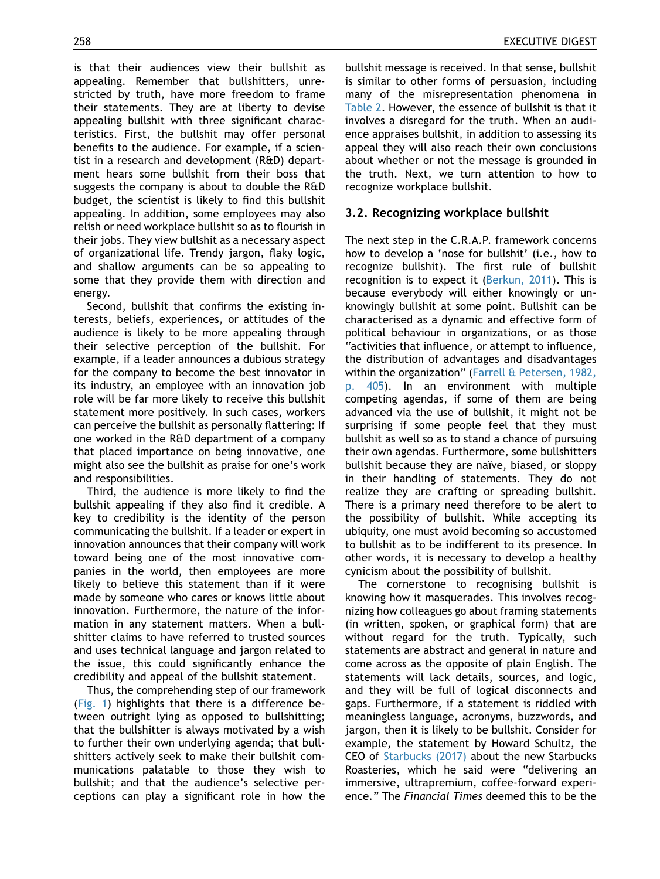is that their audiences view their bullshit as appealing. Remember that bullshitters, unrestricted by truth, have more freedom to frame their statements. They are at liberty to devise appealing bullshit with three significant characteristics. First, the bullshit may offer personal benefits to the audience. For example, if a scientist in a research and development (R&D) department hears some bullshit from their boss that suggests the company is about to double the R&D budget, the scientist is likely to find this bullshit appealing. In addition, some employees may also relish or need workplace bullshit so as to flourish in their jobs. They view bullshit as a necessary aspect of organizational life. Trendy jargon, flaky logic, and shallow arguments can be so appealing to some that they provide them with direction and energy.

Second, bullshit that confirms the existing interests, beliefs, experiences, or attitudes of the audience is likely to be more appealing through their selective perception of the bullshit. For example, if a leader announces a dubious strategy for the company to become the best innovator in its industry, an employee with an innovation job role will be far more likely to receive this bullshit statement more positively. In such cases, workers can perceive the bullshit as personally flattering: If one worked in the R&D department of a company that placed importance on being innovative, one might also see the bullshit as praise for one's work and responsibilities.

Third, the audience is more likely to find the bullshit appealing if they also find it credible. A key to credibility is the identity of the person communicating the bullshit. If a leader or expert in innovation announces that their company will work toward being one of the most innovative companies in the world, then employees are more likely to believe this statement than if it were made by someone who cares or knows little about innovation. Furthermore, the nature of the information in any statement matters. When a bullshitter claims to have referred to trusted sources and uses technical language and jargon related to the issue, this could significantly enhance the credibility and appeal of the bullshit statement.

Thus, the comprehending step of our framework (Fig. 1) highlights that there is a difference between outright lying as opposed to bullshitting; that the bullshitter is always motivated by a wish to further their own underlying agenda; that bullshitters actively seek to make their bullshit communications palatable to those they wish to bullshit; and that the audience's selective perceptions can play a significant role in how the bullshit message is received. In that sense, bullshit is similar to other forms of persuasion, including many of the misrepresentation phenomena in Table 2. However, the essence of bullshit is that it involves a disregard for the truth. When an audience appraises bullshit, in addition to assessing its appeal they will also reach their own conclusions about whether or not the message is grounded in the truth. Next, we turn attention to how to recognize workplace bullshit.

### 3.2. Recognizing workplace bullshit

The next step in the C.R.A.P. framework concerns how to develop a 'nose for bullshit' (i.e., how to recognize bullshit). The first rule of bullshit recognition is to expect it (Berkun, 2011). This is because everybody will either knowingly or unknowingly bullshit at some point. Bullshit can be characterised as a dynamic and effective form of political behaviour in organizations, or as those "activities that influence, or attempt to influence, the distribution of advantages and disadvantages within the organization" (Farrell & Petersen, 1982, p. 405). In an environment with multiple competing agendas, if some of them are being advanced via the use of bullshit, it might not be surprising if some people feel that they must bullshit as well so as to stand a chance of pursuing their own agendas. Furthermore, some bullshitters bullshit because they are naïve, biased, or sloppy in their handling of statements. They do not realize they are crafting or spreading bullshit. There is a primary need therefore to be alert to the possibility of bullshit. While accepting its ubiquity, one must avoid becoming so accustomed to bullshit as to be indifferent to its presence. In other words, it is necessary to develop a healthy cynicism about the possibility of bullshit.

The cornerstone to recognising bullshit is knowing how it masquerades. This involves recognizing how colleagues go about framing statements (in written, spoken, or graphical form) that are without regard for the truth. Typically, such statements are abstract and general in nature and come across as the opposite of plain English. The statements will lack details, sources, and logic, and they will be full of logical disconnects and gaps. Furthermore, if a statement is riddled with meaningless language, acronyms, buzzwords, and jargon, then it is likely to be bullshit. Consider for example, the statement by Howard Schultz, the CEO of Starbucks (2017) about the new Starbucks Roasteries, which he said were "delivering an immersive, ultrapremium, coffee-forward experience." The *Financial Times* deemed this to be the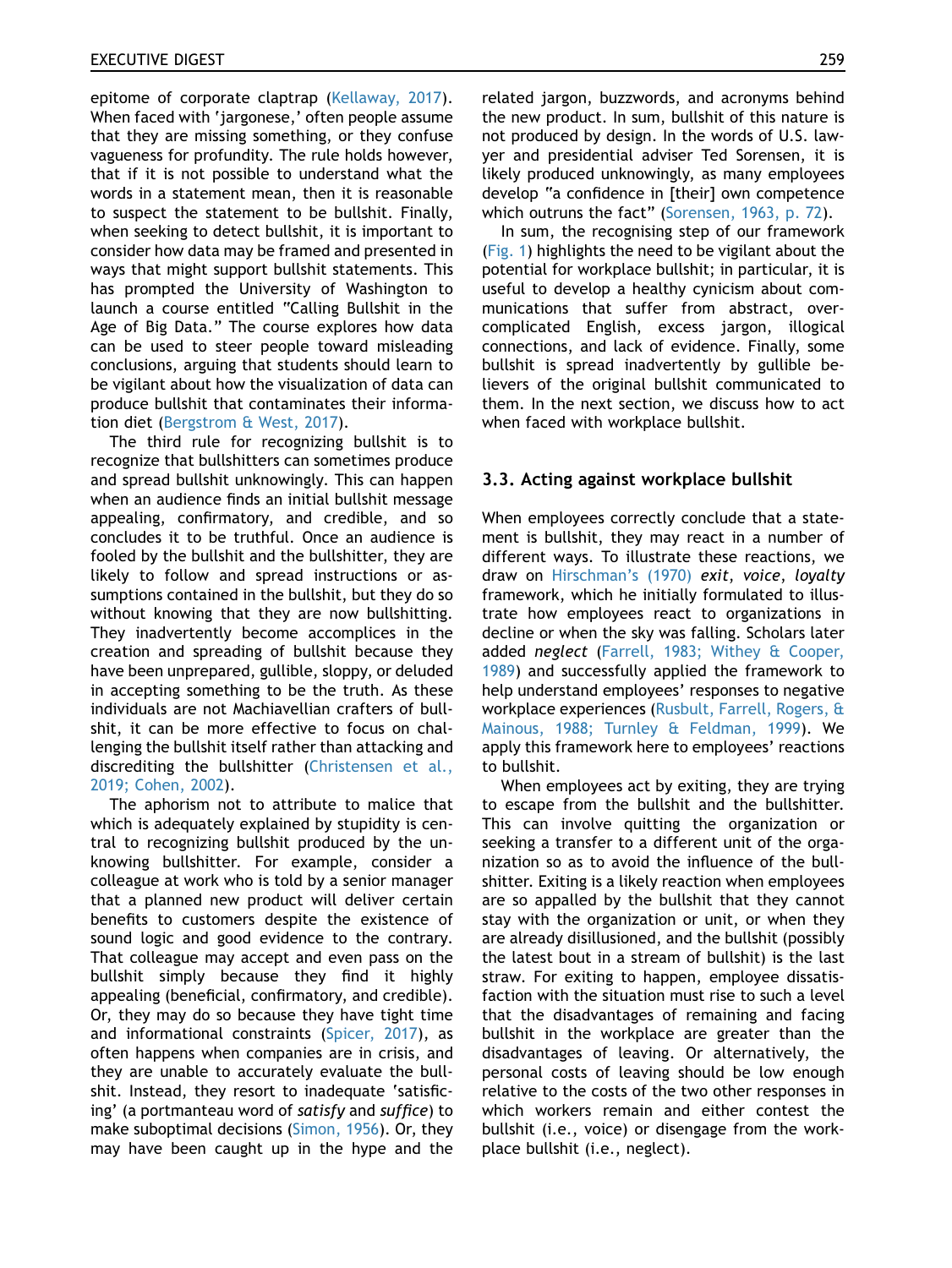epitome of corporate claptrap (Kellaway, 2017). When faced with 'jargonese,' often people assume that they are missing something, or they confuse vagueness for profundity. The rule holds however, that if it is not possible to understand what the words in a statement mean, then it is reasonable to suspect the statement to be bullshit. Finally, when seeking to detect bullshit, it is important to consider how data may be framed and presented in ways that might support bullshit statements. This has prompted the University of Washington to launch a course entitled "Calling Bullshit in the Age of Big Data." The course explores how data can be used to steer people toward misleading conclusions, arguing that students should learn to be vigilant about how the visualization of data can produce bullshit that contaminates their information diet (Bergstrom & West, 2017).

The third rule for recognizing bullshit is to recognize that bullshitters can sometimes produce and spread bullshit unknowingly. This can happen when an audience finds an initial bullshit message appealing, confirmatory, and credible, and so concludes it to be truthful. Once an audience is fooled by the bullshit and the bullshitter, they are likely to follow and spread instructions or assumptions contained in the bullshit, but they do so without knowing that they are now bullshitting. They inadvertently become accomplices in the creation and spreading of bullshit because they have been unprepared, gullible, sloppy, or deluded in accepting something to be the truth. As these individuals are not Machiavellian crafters of bullshit, it can be more effective to focus on challenging the bullshit itself rather than attacking and discrediting the bullshitter (Christensen et al., 2019; Cohen, 2002).

The aphorism not to attribute to malice that which is adequately explained by stupidity is central to recognizing bullshit produced by the unknowing bullshitter. For example, consider a colleague at work who is told by a senior manager that a planned new product will deliver certain benefits to customers despite the existence of sound logic and good evidence to the contrary. That colleague may accept and even pass on the bullshit simply because they find it highly appealing (beneficial, confirmatory, and credible). Or, they may do so because they have tight time and informational constraints (Spicer, 2017), as often happens when companies are in crisis, and they are unable to accurately evaluate the bullshit. Instead, they resort to inadequate 'satisficing' (a portmanteau word of *satisfy* and *suffice*) to make suboptimal decisions (Simon, 1956). Or, they may have been caught up in the hype and the related jargon, buzzwords, and acronyms behind the new product. In sum, bullshit of this nature is not produced by design. In the words of U.S. lawyer and presidential adviser Ted Sorensen, it is likely produced unknowingly, as many employees develop "a confidence in [their] own competence which outruns the fact" (Sorensen, 1963, p. 72).

In sum, the recognising step of our framework (Fig. 1) highlights the need to be vigilant about the potential for workplace bullshit; in particular, it is useful to develop a healthy cynicism about communications that suffer from abstract, overcomplicated English, excess jargon, illogical connections, and lack of evidence. Finally, some bullshit is spread inadvertently by gullible believers of the original bullshit communicated to them. In the next section, we discuss how to act when faced with workplace bullshit.

### 3.3. Acting against workplace bullshit

When employees correctly conclude that a statement is bullshit, they may react in a number of different ways. To illustrate these reactions, we draw on Hirschman's (1970) ***exit***, ***voice***, ***loyalty*** framework, which he initially formulated to illustrate how employees react to organizations in decline or when the sky was falling. Scholars later added *neglect* (Farrell, 1983; Withey & Cooper, 1989) and successfully applied the framework to help understand employees' responses to negative workplace experiences (Rusbult, Farrell, Rogers, & Mainous, 1988; Turnley & Feldman, 1999). We apply this framework here to employees' reactions to bullshit.

When employees act by exiting, they are trying to escape from the bullshit and the bullshitter. This can involve quitting the organization or seeking a transfer to a different unit of the organization so as to avoid the influence of the bullshitter. Exiting is a likely reaction when employees are so appalled by the bullshit that they cannot stay with the organization or unit, or when they are already disillusioned, and the bullshit (possibly the latest bout in a stream of bullshit) is the last straw. For exiting to happen, employee dissatisfaction with the situation must rise to such a level that the disadvantages of remaining and facing bullshit in the workplace are greater than the disadvantages of leaving. Or alternatively, the personal costs of leaving should be low enough relative to the costs of the two other responses in which workers remain and either contest the bullshit (i.e., voice) or disengage from the workplace bullshit (i.e., neglect).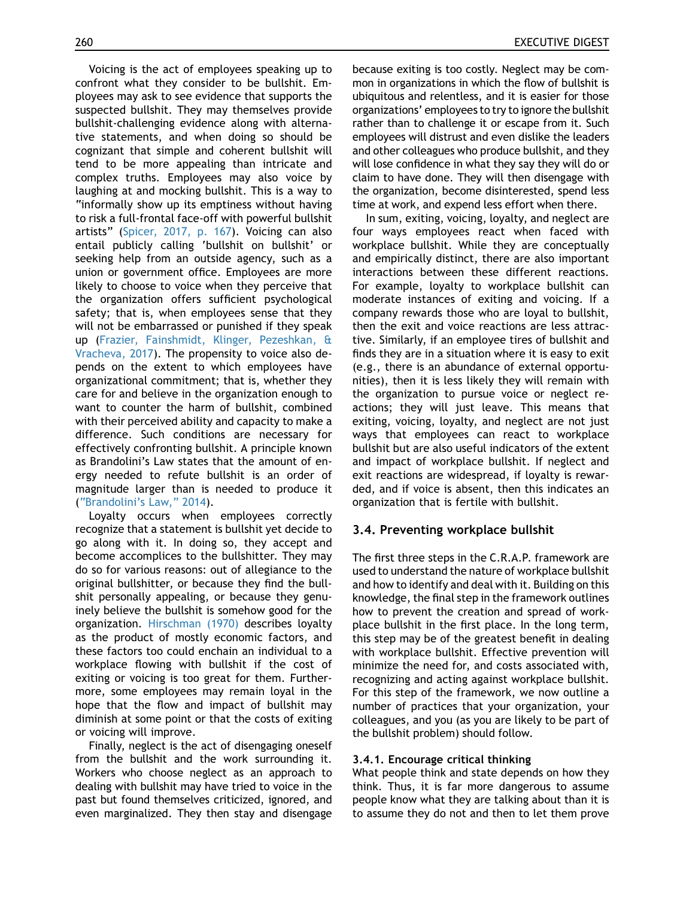Voicing is the act of employees speaking up to confront what they consider to be bullshit. Employees may ask to see evidence that supports the suspected bullshit. They may themselves provide bullshit-challenging evidence along with alternative statements, and when doing so should be cognizant that simple and coherent bullshit will tend to be more appealing than intricate and complex truths. Employees may also voice by laughing at and mocking bullshit. This is a way to "informally show up its emptiness without having to risk a full-frontal face-off with powerful bullshit artists" (Spicer, 2017, p. 167). Voicing can also entail publicly calling 'bullshit on bullshit' or seeking help from an outside agency, such as a union or government office. Employees are more likely to choose to voice when they perceive that the organization offers sufficient psychological safety; that is, when employees sense that they will not be embarrassed or punished if they speak up (Frazier, Fainshmidt, Klinger, Pezeshkan, & Vracheva, 2017). The propensity to voice also depends on the extent to which employees have organizational commitment; that is, whether they care for and believe in the organization enough to want to counter the harm of bullshit, combined with their perceived ability and capacity to make a difference. Such conditions are necessary for effectively confronting bullshit. A principle known as Brandolini's Law states that the amount of energy needed to refute bullshit is an order of magnitude larger than is needed to produce it ("Brandolini's Law," 2014).

Loyalty occurs when employees correctly recognize that a statement is bullshit yet decide to go along with it. In doing so, they accept and become accomplices to the bullshitter. They may do so for various reasons: out of allegiance to the original bullshitter, or because they find the bullshit personally appealing, or because they genuinely believe the bullshit is somehow good for the organization. Hirschman (1970) describes loyalty as the product of mostly economic factors, and these factors too could enchain an individual to a workplace flowing with bullshit if the cost of exiting or voicing is too great for them. Furthermore, some employees may remain loyal in the hope that the flow and impact of bullshit may diminish at some point or that the costs of exiting or voicing will improve.

Finally, neglect is the act of disengaging oneself from the bullshit and the work surrounding it. Workers who choose neglect as an approach to dealing with bullshit may have tried to voice in the past but found themselves criticized, ignored, and even marginalized. They then stay and disengage because exiting is too costly. Neglect may be common in organizations in which the flow of bullshit is ubiquitous and relentless, and it is easier for those organizations' employees to try to ignore the bullshit rather than to challenge it or escape from it. Such employees will distrust and even dislike the leaders and other colleagues who produce bullshit, and they will lose confidence in what they say they will do or claim to have done. They will then disengage with the organization, become disinterested, spend less time at work, and expend less effort when there.

In sum, exiting, voicing, loyalty, and neglect are four ways employees react when faced with workplace bullshit. While they are conceptually and empirically distinct, there are also important interactions between these different reactions. For example, loyalty to workplace bullshit can moderate instances of exiting and voicing. If a company rewards those who are loyal to bullshit, then the exit and voice reactions are less attractive. Similarly, if an employee tires of bullshit and finds they are in a situation where it is easy to exit (e.g., there is an abundance of external opportunities), then it is less likely they will remain with the organization to pursue voice or neglect reactions; they will just leave. This means that exiting, voicing, loyalty, and neglect are not just ways that employees can react to workplace bullshit but are also useful indicators of the extent and impact of workplace bullshit. If neglect and exit reactions are widespread, if loyalty is rewarded, and if voice is absent, then this indicates an organization that is fertile with bullshit.

## 3.4. Preventing workplace bullshit

The first three steps in the C.R.A.P. framework are used to understand the nature of workplace bullshit and how to identify and deal with it. Building on this knowledge, the final step in the framework outlines how to prevent the creation and spread of workplace bullshit in the first place. In the long term, this step may be of the greatest benefit in dealing with workplace bullshit. Effective prevention will minimize the need for, and costs associated with, recognizing and acting against workplace bullshit. For this step of the framework, we now outline a number of practices that your organization, your colleagues, and you (as you are likely to be part of the bullshit problem) should follow.

### 3.4.1. Encourage critical thinking

What people think and state depends on how they think. Thus, it is far more dangerous to assume people know what they are talking about than it is to assume they do not and then to let them prove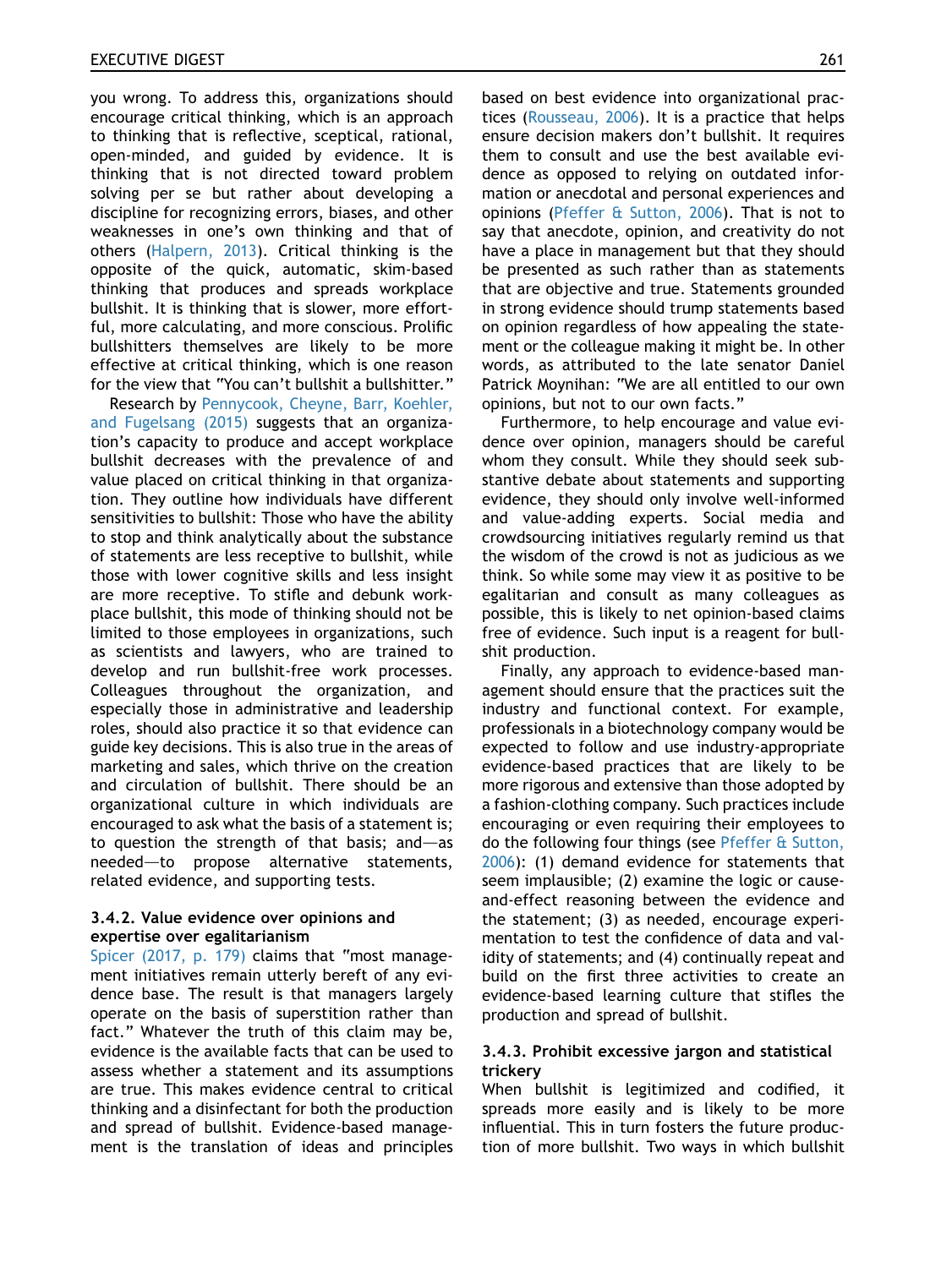you wrong. To address this, organizations should encourage critical thinking, which is an approach to thinking that is reflective, sceptical, rational, open-minded, and guided by evidence. It is thinking that is not directed toward problem solving per se but rather about developing a discipline for recognizing errors, biases, and other weaknesses in one's own thinking and that of others (Halpern, 2013). Critical thinking is the opposite of the quick, automatic, skim-based thinking that produces and spreads workplace bullshit. It is thinking that is slower, more effortful, more calculating, and more conscious. Prolific bullshitters themselves are likely to be more effective at critical thinking, which is one reason for the view that "You can't bullshit a bullshitter."

Research by Pennycook, Cheyne, Barr, Koehler, and Fugelsang (2015) suggests that an organization's capacity to produce and accept workplace bullshit decreases with the prevalence of and value placed on critical thinking in that organization. They outline how individuals have different sensitivities to bullshit: Those who have the ability to stop and think analytically about the substance of statements are less receptive to bullshit, while those with lower cognitive skills and less insight are more receptive. To stifle and debunk workplace bullshit, this mode of thinking should not be limited to those employees in organizations, such as scientists and lawyers, who are trained to develop and run bullshit-free work processes. Colleagues throughout the organization, and especially those in administrative and leadership roles, should also practice it so that evidence can guide key decisions. This is also true in the areas of marketing and sales, which thrive on the creation and circulation of bullshit. There should be an organizational culture in which individuals are encouraged to ask what the basis of a statement is; to question the strength of that basis; and—as needed—to propose alternative statements, related evidence, and supporting tests.

### 3.4.2. Value evidence over opinions and expertise over egalitarianism

Spicer (2017, p. 179) claims that "most management initiatives remain utterly bereft of any evidence base. The result is that managers largely operate on the basis of superstition rather than fact." Whatever the truth of this claim may be, evidence is the available facts that can be used to assess whether a statement and its assumptions are true. This makes evidence central to critical thinking and a disinfectant for both the production and spread of bullshit. Evidence-based management is the translation of ideas and principles based on best evidence into organizational practices (Rousseau, 2006). It is a practice that helps ensure decision makers don't bullshit. It requires them to consult and use the best available evidence as opposed to relying on outdated information or anecdotal and personal experiences and opinions (Pfeffer & Sutton, 2006). That is not to say that anecdote, opinion, and creativity do not have a place in management but that they should be presented as such rather than as statements that are objective and true. Statements grounded in strong evidence should trump statements based on opinion regardless of how appealing the statement or the colleague making it might be. In other words, as attributed to the late senator Daniel Patrick Moynihan: "We are all entitled to our own opinions, but not to our own facts."

Furthermore, to help encourage and value evidence over opinion, managers should be careful whom they consult. While they should seek substantive debate about statements and supporting evidence, they should only involve well-informed and value-adding experts. Social media and crowdsourcing initiatives regularly remind us that the wisdom of the crowd is not as judicious as we think. So while some may view it as positive to be egalitarian and consult as many colleagues as possible, this is likely to net opinion-based claims free of evidence. Such input is a reagent for bullshit production.

Finally, any approach to evidence-based management should ensure that the practices suit the industry and functional context. For example, professionals in a biotechnology company would be expected to follow and use industry-appropriate evidence-based practices that are likely to be more rigorous and extensive than those adopted by a fashion-clothing company. Such practices include encouraging or even requiring their employees to do the following four things (see Pfeffer & Sutton, 2006): (1) demand evidence for statements that seem implausible; (2) examine the logic or cause-and-effect reasoning between the evidence and the statement; (3) as needed, encourage experimentation to test the confidence of data and validity of statements; and (4) continually repeat and build on the first three activities to create an evidence-based learning culture that stifles the production and spread of bullshit.

### 3.4.3. Prohibit excessive jargon and statistical trickery

When bullshit is legitimized and codified, it spreads more easily and is likely to be more influential. This in turn fosters the future production of more bullshit. Two ways in which bullshit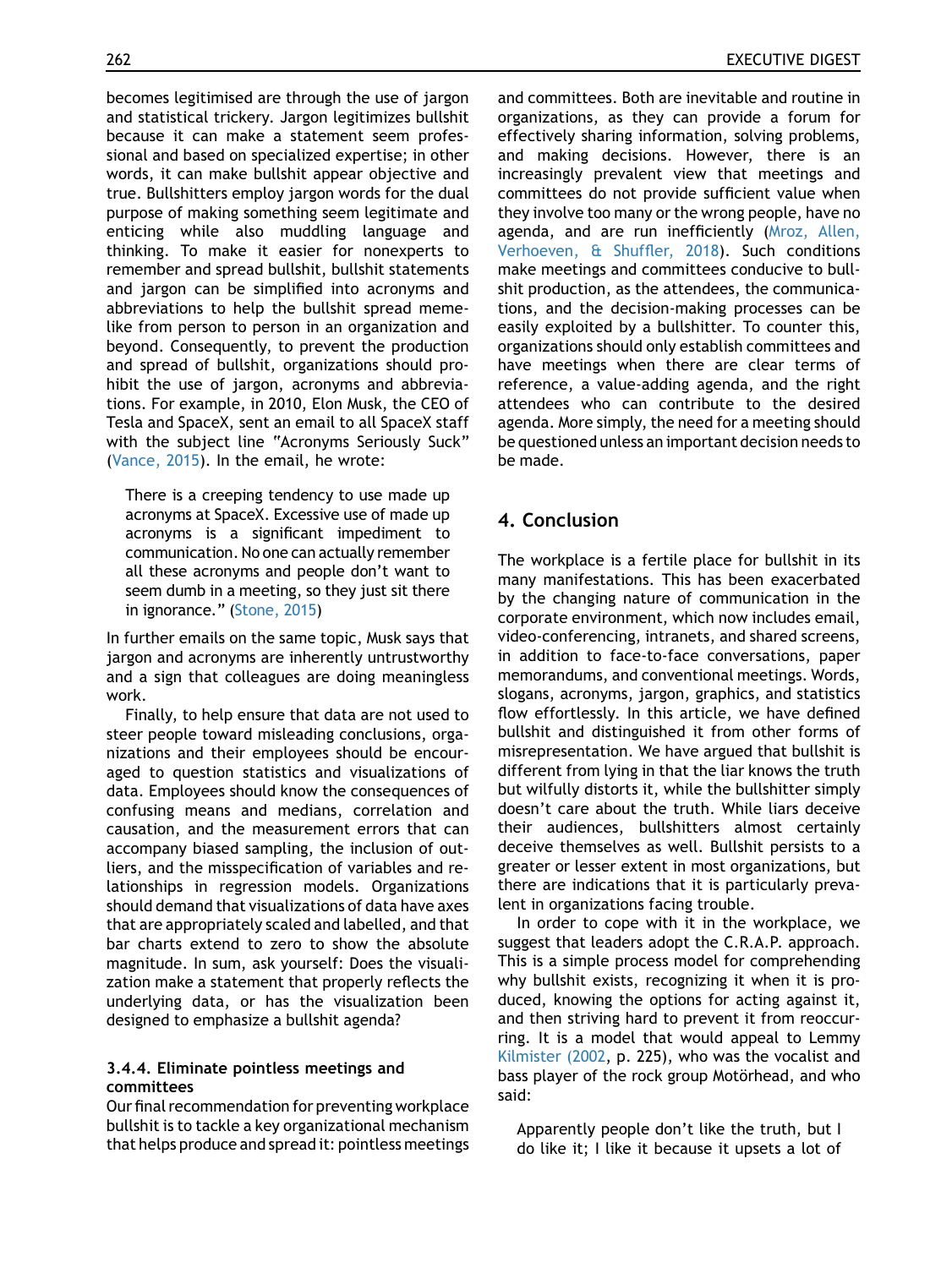becomes legitimised are through the use of jargon and statistical trickery. Jargon legitimizes bullshit because it can make a statement seem professional and based on specialized expertise; in other words, it can make bullshit appear objective and true. Bullshitters employ jargon words for the dual purpose of making something seem legitimate and enticing while also muddling language and thinking. To make it easier for nonexperts to remember and spread bullshit, bullshit statements and jargon can be simplified into acronyms and abbreviations to help the bullshit spread meme-like from person to person in an organization and beyond. Consequently, to prevent the production and spread of bullshit, organizations should prohibit the use of jargon, acronyms and abbreviations. For example, in 2010, Elon Musk, the CEO of Tesla and SpaceX, sent an email to all SpaceX staff with the subject line "Acronyms Seriously Suck" (Vance, 2015). In the email, he wrote:

> There is a creeping tendency to use made up acronyms at SpaceX. Excessive use of made up acronyms is a significant impediment to communication. No one can actually remember all these acronyms and people don't want to seem dumb in a meeting, so they just sit there in ignorance." (Stone, 2015)

In further emails on the same topic, Musk says that jargon and acronyms are inherently untrustworthy and a sign that colleagues are doing meaningless work.

Finally, to help ensure that data are not used to steer people toward misleading conclusions, organizations and their employees should be encouraged to question statistics and visualizations of data. Employees should know the consequences of confusing means and medians, correlation and causation, and the measurement errors that can accompany biased sampling, the inclusion of outliers, and the misspecification of variables and relationships in regression models. Organizations should demand that visualizations of data have axes that are appropriately scaled and labelled, and that bar charts extend to zero to show the absolute magnitude. In sum, ask yourself: Does the visualization make a statement that properly reflects the underlying data, or has the visualization been designed to emphasize a bullshit agenda?

#### 3.4.4. Eliminate pointless meetings and committees

Our final recommendation for preventing workplace bullshit is to tackle a key organizational mechanism that helps produce and spread it: pointless meetings and committees. Both are inevitable and routine in organizations, as they can provide a forum for effectively sharing information, solving problems, and making decisions. However, there is an increasingly prevalent view that meetings and committees do not provide sufficient value when they involve too many or the wrong people, have no agenda, and are run inefficiently (Mroz, Allen, Verhoeven, & Shuffler, 2018). Such conditions make meetings and committees conducive to bullshit production, as the attendees, the communications, and the decision-making processes can be easily exploited by a bullshitter. To counter this, organizations should only establish committees and have meetings when there are clear terms of reference, a value-adding agenda, and the right attendees who can contribute to the desired agenda. More simply, the need for a meeting should be questioned unless an important decision needs to be made.

## 4. Conclusion

The workplace is a fertile place for bullshit in its many manifestations. This has been exacerbated by the changing nature of communication in the corporate environment, which now includes email, video-conferencing, intranets, and shared screens, in addition to face-to-face conversations, paper memorandums, and conventional meetings. Words, slogans, acronyms, jargon, graphics, and statistics flow effortlessly. In this article, we have defined bullshit and distinguished it from other forms of misrepresentation. We have argued that bullshit is different from lying in that the liar knows the truth but wilfully distorts it, while the bullshitter simply doesn't care about the truth. While liars deceive their audiences, bullshitters almost certainly deceive themselves as well. Bullshit persists to a greater or lesser extent in most organizations, but there are indications that it is particularly prevalent in organizations facing trouble.

In order to cope with it in the workplace, we suggest that leaders adopt the C.R.A.P. approach. This is a simple process model for comprehending why bullshit exists, recognizing it when it is produced, knowing the options for acting against it, and then striving hard to prevent it from reoccurring. It is a model that would appeal to Lemmy Kilmister (2002, p. 225), who was the vocalist and bass player of the rock group Motörhead, and who said:

> Apparently people don't like the truth, but I do like it; I like it because it upsets a lot of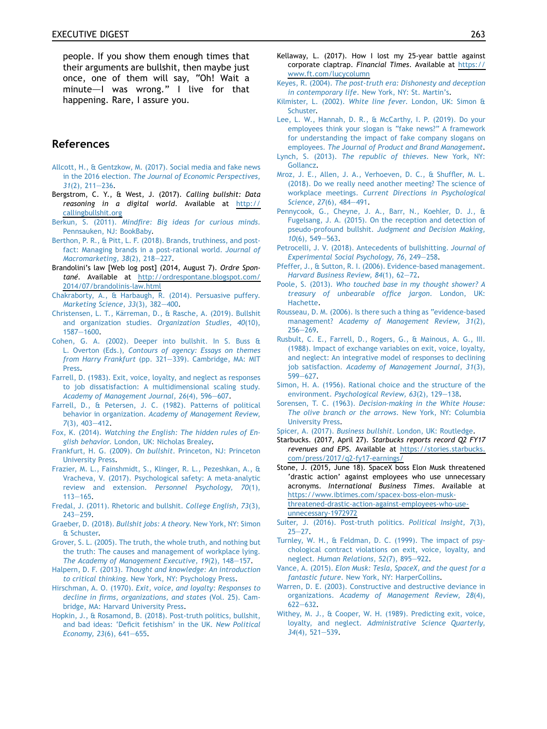people. If you show them enough times that their arguments are bullshit, then maybe just once, one of them will say, "Oh! Wait a minute—I was wrong." I live for that happening. Rare, I assure you.

## References

Allcott, H., & Gentzkow, M. (2017). Social media and fake news in the 2016 election. *The Journal of Economic Perspectives, 31*(2), 211–236.

Bergstrom, C. Y., & West, J. (2017). *Calling bullshit: Data reasoning in a digital world*. Available at http://callingbullshit.org

Berkun, S. (2011). *Mindfire: Big ideas for curious minds*. Pennsauken, NJ: BookBaby.

Berthon, P. R., & Pitt, L. F. (2018). Brands, truthiness, and post-fact: Managing brands in a post-rational world. *Journal of Macromarketing, 38*(2), 218–227.

Brandolini's law [Web log post] (2014, August 7). *Ordre Spontané*. Available at http://ordrespontane.blogspot.com/2014/07/brandolinis-law.html

Chakraborty, A., & Harbaugh, R. (2014). Persuasive puffery. *Marketing Science, 33*(3), 382–400.

Christensen, L. T., Kärreman, D., & Rasche, A. (2019). Bullshit and organization studies. *Organization Studies, 40*(10), 1587–1600.

Cohen, G. A. (2002). Deeper into bullshit. In S. Buss & L. Overton (Eds.), *Contours of agency: Essays on themes from Harry Frankfurt* (pp. 321–339). Cambridge, MA: MIT Press.

Farrell, D. (1983). Exit, voice, loyalty, and neglect as responses to job dissatisfaction: A multidimensional scaling study. *Academy of Management Journal, 26*(4), 596–607.

Farrell, D., & Petersen, J. C. (1982). Patterns of political behavior in organization. *Academy of Management Review, 7*(3), 403–412.

Fox, K. (2014). *Watching the English: The hidden rules of English behavior*. London, UK: Nicholas Brealey.

Frankfurt, H. G. (2009). *On bullshit*. Princeton, NJ: Princeton University Press.

Frazier, M. L., Fainshmidt, S., Klinger, R. L., Pezeshkan, A., & Vracheva, V. (2017). Psychological safety: A meta-analytic review and extension. *Personnel Psychology, 70*(1), 113–165.

Fredal, J. (2011). Rhetoric and bullshit. *College English, 73*(3), 243–259.

Graeber, D. (2018). *Bullshit jobs: A theory*. New York, NY: Simon & Schuster.

Grover, S. L. (2005). The truth, the whole truth, and nothing but the truth: The causes and management of workplace lying. *The Academy of Management Executive, 19*(2), 148–157.

Halpern, D. F. (2013). *Thought and knowledge: An introduction to critical thinking*. New York, NY: Psychology Press.

Hirschman, A. O. (1970). *Exit, voice, and loyalty: Responses to decline in firms, organizations, and states* (Vol. 25). Cambridge, MA: Harvard University Press.

Hopkin, J., & Rosamond, B. (2018). Post-truth politics, bullshit, and bad ideas: 'Deficit fetishism' in the UK. *New Political Economy, 23*(6), 641–655.

Kellaway, L. (2017). How I lost my 25-year battle against corporate claptrap. *Financial Times*. Available at https://www.ft.com/lucycolumn

Keyes, R. (2004). *The post-truth era: Dishonesty and deception in contemporary life*. New York, NY: St. Martin's.

Kilmister, L. (2002). *White line fever*. London, UK: Simon & Schuster.

Lee, L. W., Hannah, D. R., & McCarthy, I. P. (2019). Do your employees think your slogan is "fake news?" A framework for understanding the impact of fake company slogans on employees. *The Journal of Product and Brand Management*.

Lynch, S. (2013). *The republic of thieves*. New York, NY: Gollancz.

Mroz, J. E., Allen, J. A., Verhoeven, D. C., & Shuffler, M. L. (2018). Do we really need another meeting? The science of workplace meetings. *Current Directions in Psychological Science, 27*(6), 484–491.

Pennycook, G., Cheyne, J. A., Barr, N., Koehler, D. J., & Fugelsang, J. A. (2015). On the reception and detection of pseudo-profound bullshit. *Judgment and Decision Making, 10*(6), 549–563.

Petrocelli, J. V. (2018). Antecedents of bullshitting. *Journal of Experimental Social Psychology, 76*, 249–258.

Pfeffer, J., & Sutton, R. I. (2006). Evidence-based management. *Harvard Business Review, 84*(1), 62–72.

Poole, S. (2013). *Who touched base in my thought shower? A treasury of unbearable office jargon*. London, UK: Hachette.

Rousseau, D. M. (2006). Is there such a thing as "evidence-based management? *Academy of Management Review, 31*(2), 256–269.

Rusbult, C. E., Farrell, D., Rogers, G., & Mainous, A. G., III. (1988). Impact of exchange variables on exit, voice, loyalty, and neglect: An integrative model of responses to declining job satisfaction. *Academy of Management Journal, 31*(3), 599–627.

Simon, H. A. (1956). Rational choice and the structure of the environment. *Psychological Review, 63*(2), 129–138.

Sorensen, T. C. (1963). *Decision-making in the White House: The olive branch or the arrows*. New York, NY: Columbia University Press.

Spicer, A. (2017). *Business bullshit*. London, UK: Routledge.

Starbucks. (2017, April 27). *Starbucks reports record Q2 FY17 revenues and EPS*. Available at https://stories.starbucks.com/press/2017/q2-fy17-earnings/

Stone, J. (2015, June 18). SpaceX boss Elon Musk threatened 'drastic action' against employees who use unnecessary acronyms. *International Business Times*. Available at https://www.ibtimes.com/spacex-boss-elon-musk-threatened-drastic-action-against-employees-who-use-unnecessary-1972972

Suiter, J. (2016). Post-truth politics. *Political Insight, 7*(3), 25–27.

Turnley, W. H., & Feldman, D. C. (1999). The impact of psychological contract violations on exit, voice, loyalty, and neglect. *Human Relations, 52*(7), 895–922.

Vance, A. (2015). *Elon Musk: Tesla, SpaceX, and the quest for a fantastic future*. New York, NY: HarperCollins.

Warren, D. E. (2003). Constructive and destructive deviance in organizations. *Academy of Management Review, 28*(4), 622–632.

Withey, M. J., & Cooper, W. H. (1989). Predicting exit, voice, loyalty, and neglect. *Administrative Science Quarterly, 34*(4), 521–539.